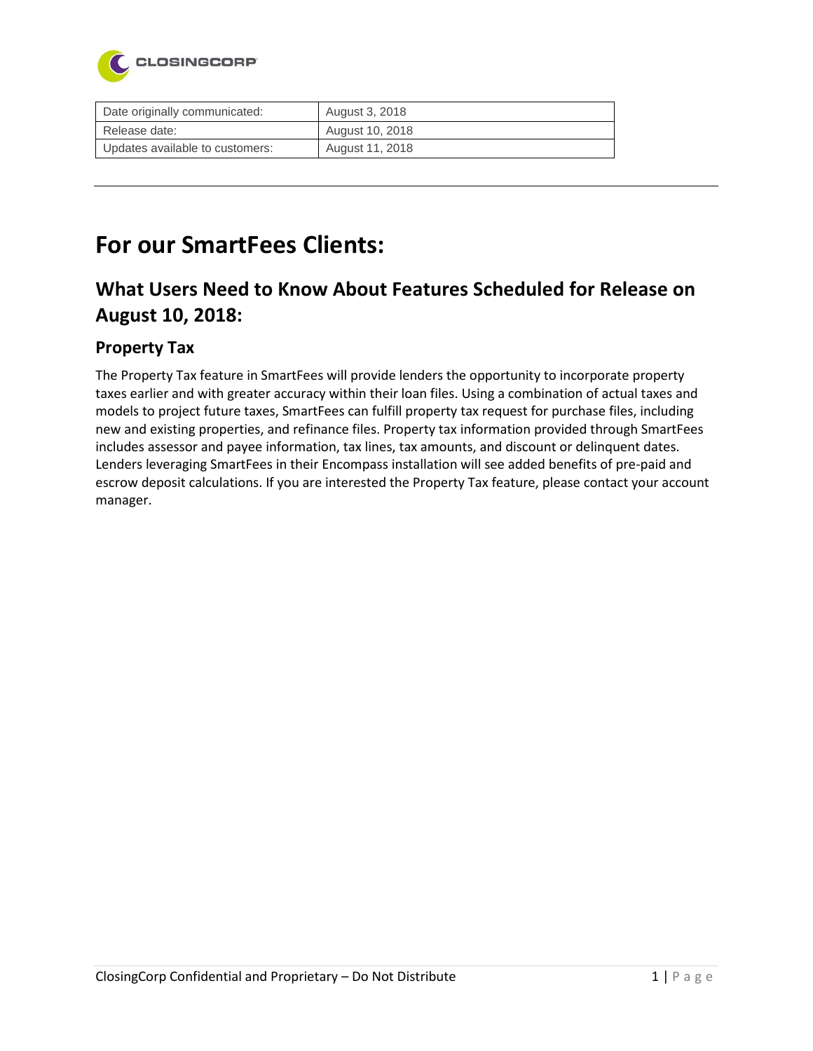| Date originally communicated: | August 3, 2018 |
| --- | --- |
| Release date: | August 10, 2018 |
| Updates available to customers: | August 11, 2018 |

# For our SmartFees Clients:

## What Users Need to Know About Features Scheduled for Release on August 10, 2018:

### Property Tax

The Property Tax feature in SmartFees will provide lenders the opportunity to incorporate property taxes earlier and with greater accuracy within their loan files. Using a combination of actual taxes and models to project future taxes, SmartFees can fulfill property tax request for purchase files, including new and existing properties, and refinance files. Property tax information provided through SmartFees includes assessor and payee information, tax lines, tax amounts, and discount or delinquent dates. Lenders leveraging SmartFees in their Encompass installation will see added benefits of pre-paid and escrow deposit calculations. If you are interested the Property Tax feature, please contact your account manager.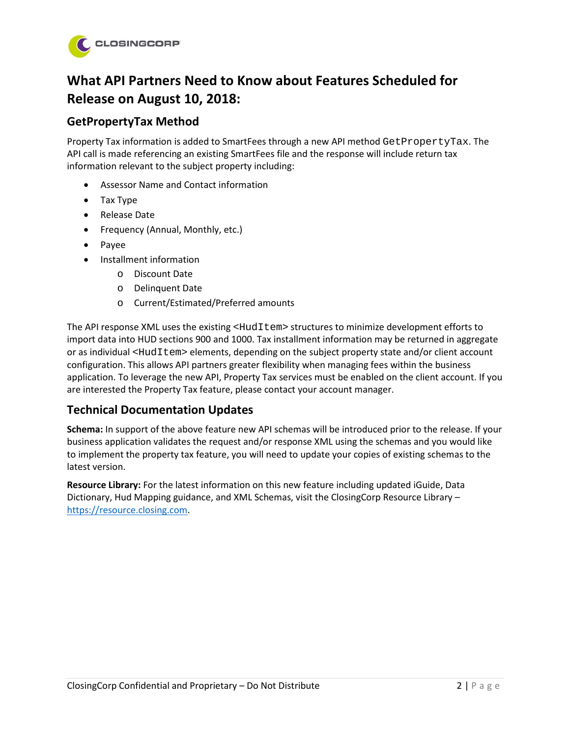# What API Partners Need to Know about Features Scheduled for Release on August 10, 2018:

## GetPropertyTax Method

Property Tax information is added to SmartFees through a new API method `GetPropertyTax`. The API call is made referencing an existing SmartFees file and the response will include return tax information relevant to the subject property including:

- Assessor Name and Contact information
- Tax Type
- Release Date
- Frequency (Annual, Monthly, etc.)
- Payee
- Installment information
  - Discount Date
  - Delinquent Date
  - Current/Estimated/Preferred amounts

The API response XML uses the existing `<HudItem>` structures to minimize development efforts to import data into HUD sections 900 and 1000. Tax installment information may be returned in aggregate or as individual `<HudItem>` elements, depending on the subject property state and/or client account configuration. This allows API partners greater flexibility when managing fees within the business application. To leverage the new API, Property Tax services must be enabled on the client account. If you are interested the Property Tax feature, please contact your account manager.

## Technical Documentation Updates

**Schema:** In support of the above feature new API schemas will be introduced prior to the release. If your business application validates the request and/or response XML using the schemas and you would like to implement the property tax feature, you will need to update your copies of existing schemas to the latest version.

**Resource Library:** For the latest information on this new feature including updated iGuide, Data Dictionary, Hud Mapping guidance, and XML Schemas, visit the ClosingCorp Resource Library – [https://resource.closing.com](https://resource.closing.com).